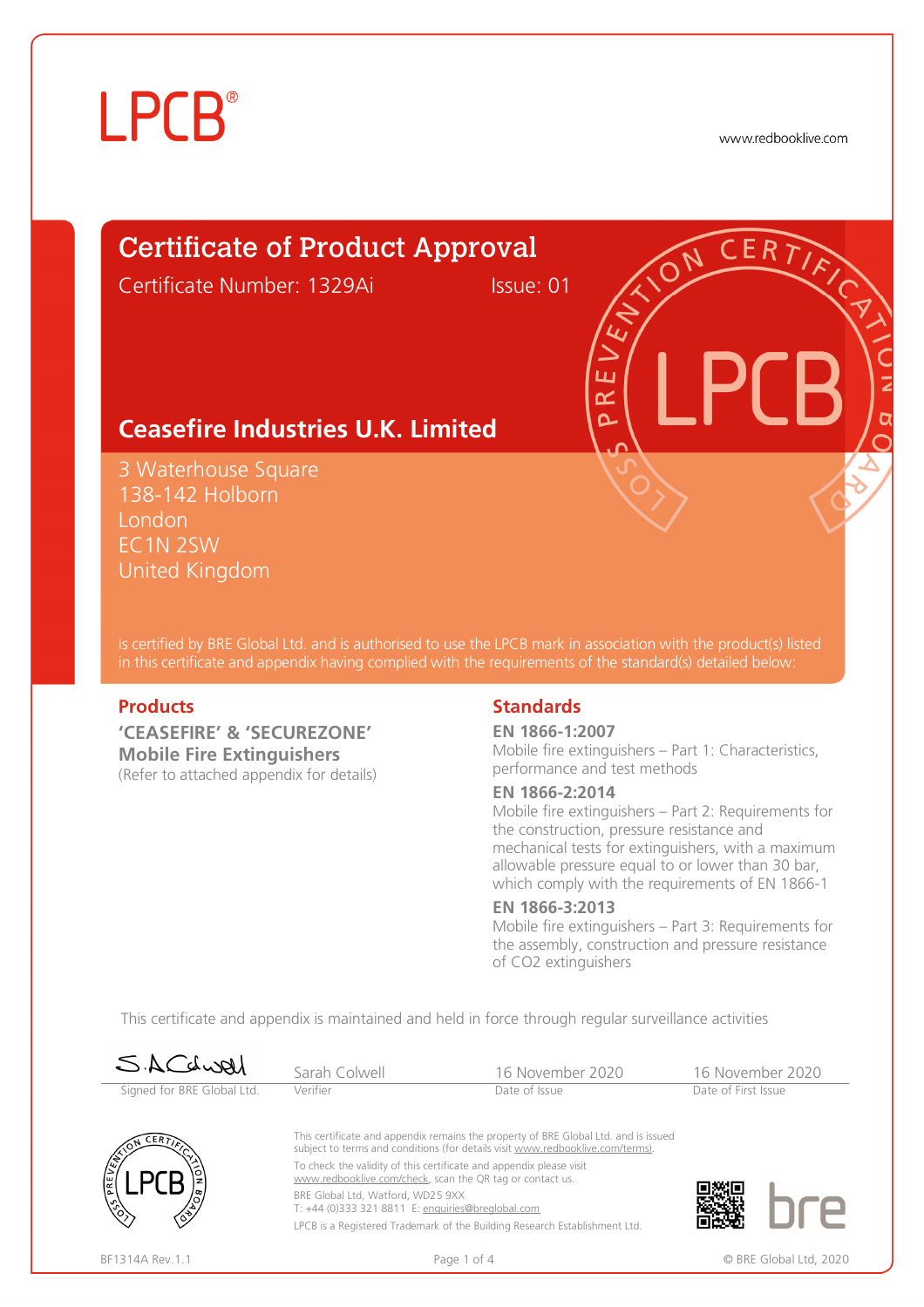LPCB®

www.redbooklive.com

# Certificate of Product Approval

Certificate Number: 1329Ai Issue: 01

## Ceasefire Industries U.K. Limited

3 Waterhouse Square
138-142 Holborn
London
EC1N 2SW
United Kingdom

is certified by BRE Global Ltd. and is authorised to use the LPCB mark in association with the product(s) listed in this certificate and appendix having complied with the requirements of the standard(s) detailed below:

### Products

**'CEASEFIRE' & 'SECUREZONE' Mobile Fire Extinguishers**
(Refer to attached appendix for details)

### Standards

**EN 1866-1:2007**
Mobile fire extinguishers – Part 1: Characteristics, performance and test methods

**EN 1866-2:2014**
Mobile fire extinguishers – Part 2: Requirements for the construction, pressure resistance and mechanical tests for extinguishers, with a maximum allowable pressure equal to or lower than 30 bar, which comply with the requirements of EN 1866-1

**EN 1866-3:2013**
Mobile fire extinguishers – Part 3: Requirements for the assembly, construction and pressure resistance of $CO_2$ extinguishers

This certificate and appendix is maintained and held in force through regular surveillance activities

| S.ACdwell | Sarah Colwell | 16 November 2020 | 16 November 2020 |
|---|---|---|---|
| Signed for BRE Global Ltd. | Verifier | Date of Issue | Date of First Issue |

This certificate and appendix remains the property of BRE Global Ltd. and is issued subject to terms and conditions (for details visit www.redbooklive.com/terms).

To check the validity of this certificate and appendix please visit www.redbooklive.com/check, scan the QR tag or contact us.

BRE Global Ltd, Watford, WD25 9XX
T: +44 (0)333 321 8811 E: enquiries@breglobal.com

LPCB is a Registered Trademark of the Building Research Establishment Ltd.

BF1314A Rev.1.1

© BRE Global Ltd, 2020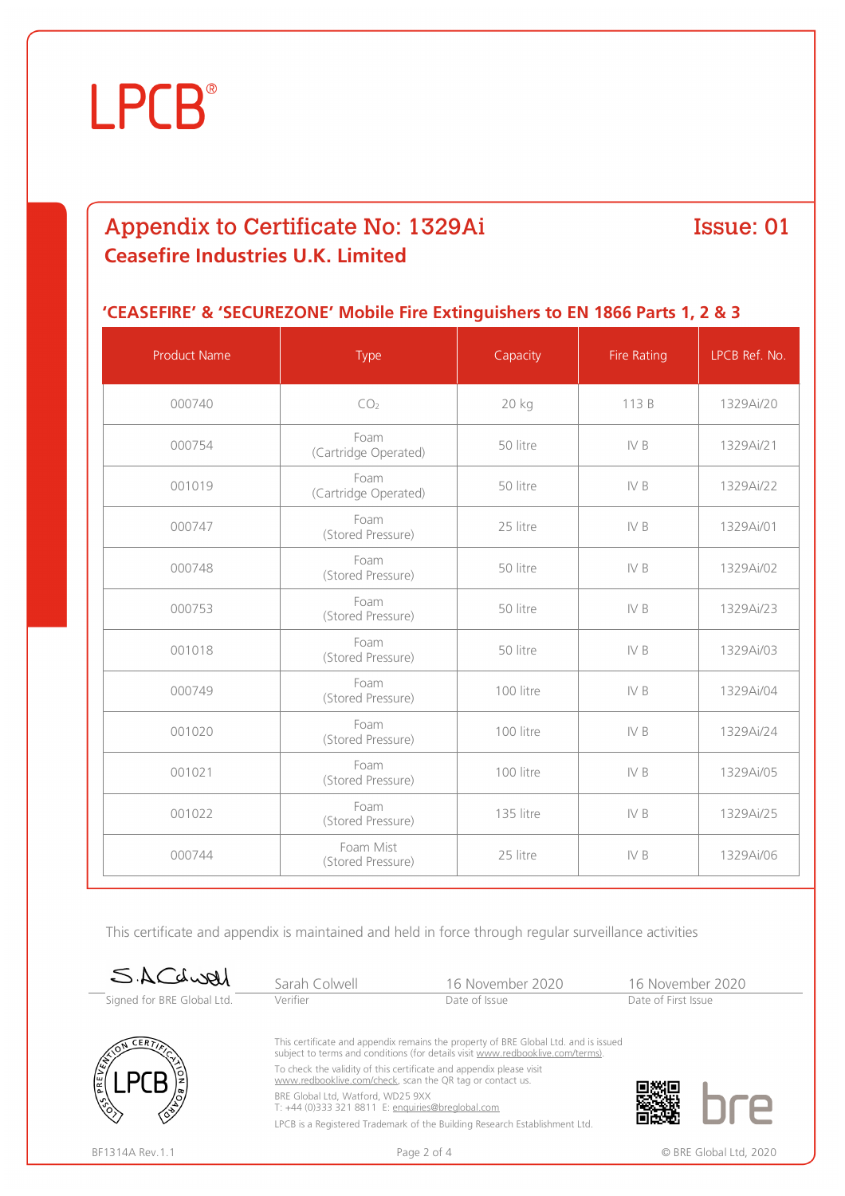LPCB®

## Appendix to Certificate No: 1329Ai

Issue: 01

### Ceasefire Industries U.K. Limited

### 'CEASEFIRE' & 'SECUREZONE' Mobile Fire Extinguishers to EN 1866 Parts 1, 2 & 3

| Product Name | Type | Capacity | Fire Rating | LPCB Ref. No. |
|---|---|---|---|---|
| 000740 | $CO_2$ | 20 kg | 113 B | 1329Ai/20 |
| 000754 | Foam (Cartridge Operated) | 50 litre | IV B | 1329Ai/21 |
| 001019 | Foam (Cartridge Operated) | 50 litre | IV B | 1329Ai/22 |
| 000747 | Foam (Stored Pressure) | 25 litre | IV B | 1329Ai/01 |
| 000748 | Foam (Stored Pressure) | 50 litre | IV B | 1329Ai/02 |
| 000753 | Foam (Stored Pressure) | 50 litre | IV B | 1329Ai/23 |
| 001018 | Foam (Stored Pressure) | 50 litre | IV B | 1329Ai/03 |
| 000749 | Foam (Stored Pressure) | 100 litre | IV B | 1329Ai/04 |
| 001020 | Foam (Stored Pressure) | 100 litre | IV B | 1329Ai/24 |
| 001021 | Foam (Stored Pressure) | 100 litre | IV B | 1329Ai/05 |
| 001022 | Foam (Stored Pressure) | 135 litre | IV B | 1329Ai/25 |
| 000744 | Foam Mist (Stored Pressure) | 25 litre | IV B | 1329Ai/06 |

This certificate and appendix is maintained and held in force through regular surveillance activities

| Signed for BRE Global Ltd. | Sarah Colwell | 16 November 2020 | 16 November 2020 |
|---|---|---|---|
| | Verifier | Date of Issue | Date of First Issue |

This certificate and appendix remains the property of BRE Global Ltd. and is issued subject to terms and conditions (for details visit www.redbooklive.com/terms).

To check the validity of this certificate and appendix please visit www.redbooklive.com/check, scan the QR tag or contact us.

BRE Global Ltd, Watford, WD25 9XX
T: +44 (0)333 321 8811 E: enquiries@breglobal.com

LPCB is a Registered Trademark of the Building Research Establishment Ltd.

BF1314A Rev.1.1

© BRE Global Ltd, 2020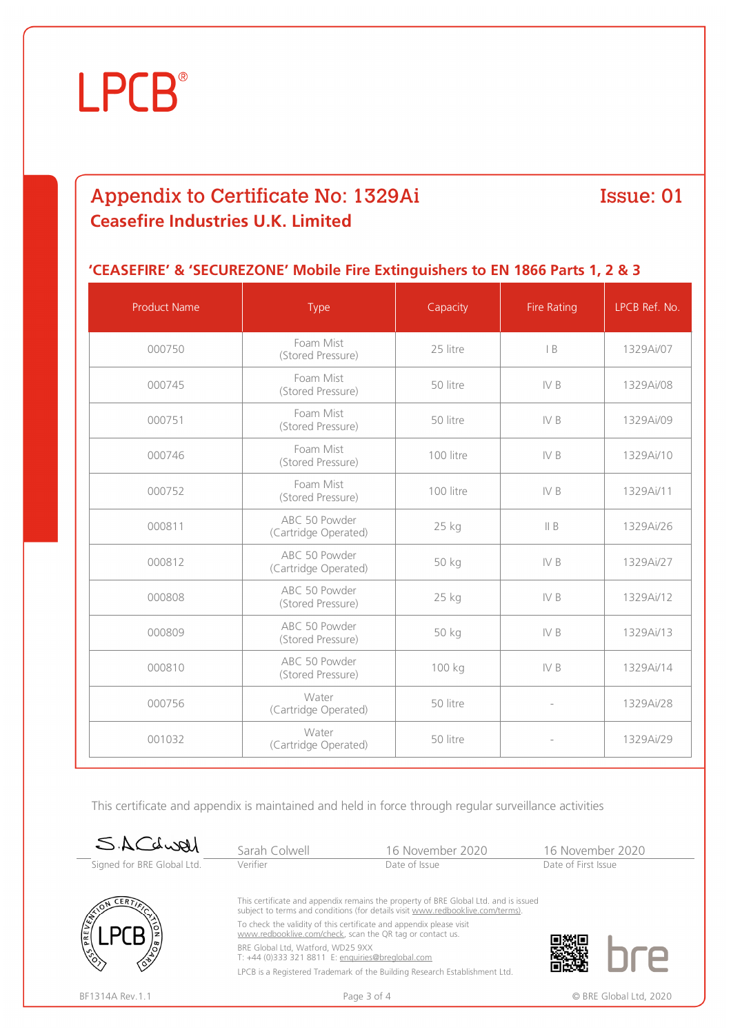LPCB®

# Appendix to Certificate No: 1329Ai

Issue: 01

## Ceasefire Industries U.K. Limited

### 'CEASEFIRE' & 'SECUREZONE' Mobile Fire Extinguishers to EN 1866 Parts 1, 2 & 3

| Product Name | Type | Capacity | Fire Rating | LPCB Ref. No. |
|---|---|---|---|---|
| 000750 | Foam Mist (Stored Pressure) | 25 litre | I B | 1329Ai/07 |
| 000745 | Foam Mist (Stored Pressure) | 50 litre | IV B | 1329Ai/08 |
| 000751 | Foam Mist (Stored Pressure) | 50 litre | IV B | 1329Ai/09 |
| 000746 | Foam Mist (Stored Pressure) | 100 litre | IV B | 1329Ai/10 |
| 000752 | Foam Mist (Stored Pressure) | 100 litre | IV B | 1329Ai/11 |
| 000811 | ABC 50 Powder (Cartridge Operated) | 25 kg | II B | 1329Ai/26 |
| 000812 | ABC 50 Powder (Cartridge Operated) | 50 kg | IV B | 1329Ai/27 |
| 000808 | ABC 50 Powder (Stored Pressure) | 25 kg | IV B | 1329Ai/12 |
| 000809 | ABC 50 Powder (Stored Pressure) | 50 kg | IV B | 1329Ai/13 |
| 000810 | ABC 50 Powder (Stored Pressure) | 100 kg | IV B | 1329Ai/14 |
| 000756 | Water (Cartridge Operated) | 50 litre | - | 1329Ai/28 |
| 001032 | Water (Cartridge Operated) | 50 litre | - | 1329Ai/29 |

This certificate and appendix is maintained and held in force through regular surveillance activities

| Signed for BRE Global Ltd. | Sarah Colwell | 16 November 2020 | 16 November 2020 |
|---|---|---|---|
| | Verifier | Date of Issue | Date of First Issue |

This certificate and appendix remains the property of BRE Global Ltd. and is issued subject to terms and conditions (for details visit www.redbooklive.com/terms).

To check the validity of this certificate and appendix please visit www.redbooklive.com/check, scan the QR tag or contact us.

BRE Global Ltd, Watford, WD25 9XX
T: +44 (0)333 321 8811 E: enquiries@breglobal.com

LPCB is a Registered Trademark of the Building Research Establishment Ltd.

BF1314A Rev.1.1

© BRE Global Ltd, 2020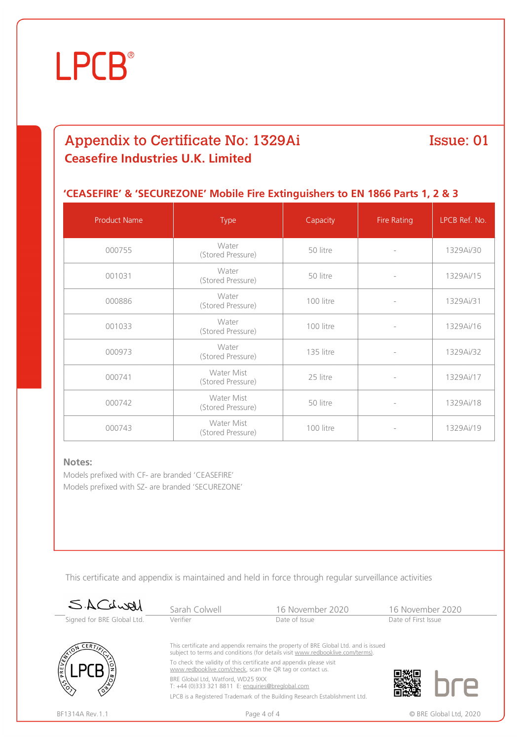LPCB®

## Appendix to Certificate No: 1329Ai

Issue: 01

### Ceasefire Industries U.K. Limited

### 'CEASEFIRE' & 'SECUREZONE' Mobile Fire Extinguishers to EN 1866 Parts 1, 2 & 3

| Product Name | Type | Capacity | Fire Rating | LPCB Ref. No. |
|---|---|---|---|---|
| 000755 | Water (Stored Pressure) | 50 litre | - | 1329Ai/30 |
| 001031 | Water (Stored Pressure) | 50 litre | - | 1329Ai/15 |
| 000886 | Water (Stored Pressure) | 100 litre | - | 1329Ai/31 |
| 001033 | Water (Stored Pressure) | 100 litre | - | 1329Ai/16 |
| 000973 | Water (Stored Pressure) | 135 litre | - | 1329Ai/32 |
| 000741 | Water Mist (Stored Pressure) | 25 litre | - | 1329Ai/17 |
| 000742 | Water Mist (Stored Pressure) | 50 litre | - | 1329Ai/18 |
| 000743 | Water Mist (Stored Pressure) | 100 litre | - | 1329Ai/19 |

**Notes:**

Models prefixed with CF- are branded 'CEASEFIRE'
Models prefixed with SZ- are branded 'SECUREZONE'

This certificate and appendix is maintained and held in force through regular surveillance activities

| Signed for BRE Global Ltd. | Sarah Colwell<br>Verifier | 16 November 2020<br>Date of Issue | 16 November 2020<br>Date of First Issue |
|---|---|---|---|

This certificate and appendix remains the property of BRE Global Ltd. and is issued subject to terms and conditions (for details visit www.redbooklive.com/terms).

To check the validity of this certificate and appendix please visit www.redbooklive.com/check, scan the QR tag or contact us.

BRE Global Ltd, Watford, WD25 9XX
T: +44 (0)333 321 8811 E: enquiries@breglobal.com

LPCB is a Registered Trademark of the Building Research Establishment Ltd.

BF1314A Rev.1.1

© BRE Global Ltd, 2020